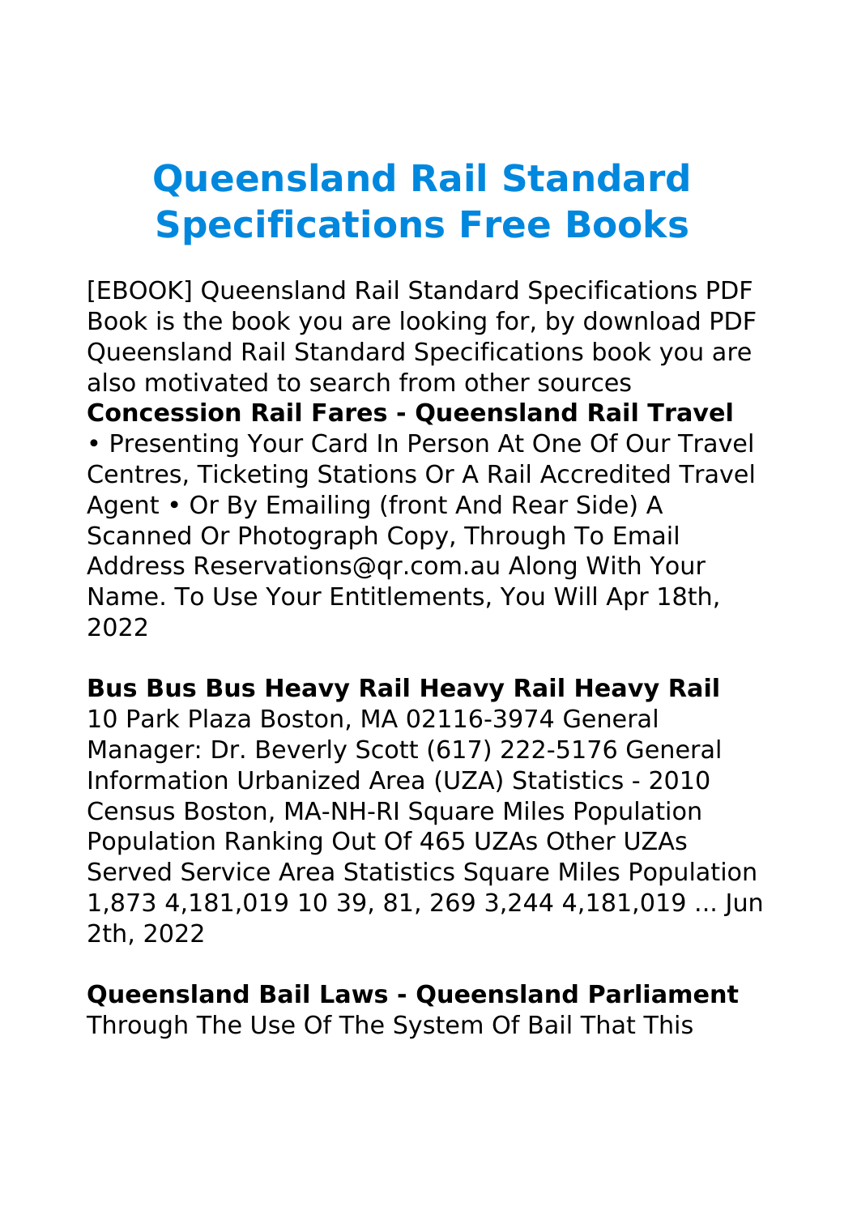# Queensland Rail Standard Specifications Free Books

[EBOOK] Queensland Rail Standard Specifications PDF Book is the book you are looking for, by download PDF Queensland Rail Standard Specifications book you are also motivated to search from other sources

**Concession Rail Fares - Queensland Rail Travel**

• Presenting Your Card In Person At One Of Our Travel Centres, Ticketing Stations Or A Rail Accredited Travel Agent • Or By Emailing (front And Rear Side) A Scanned Or Photograph Copy, Through To Email Address Reservations@qr.com.au Along With Your Name. To Use Your Entitlements, You Will Apr 18th, 2022

**Bus Bus Bus Heavy Rail Heavy Rail Heavy Rail**

10 Park Plaza Boston, MA 02116-3974 General Manager: Dr. Beverly Scott (617) 222-5176 General Information Urbanized Area (UZA) Statistics - 2010 Census Boston, MA-NH-RI Square Miles Population Population Ranking Out Of 465 UZAs Other UZAs Served Service Area Statistics Square Miles Population 1,873 4,181,019 10 39, 81, 269 3,244 4,181,019 ... Jun 2th, 2022

**Queensland Bail Laws - Queensland Parliament**

Through The Use Of The System Of Bail That This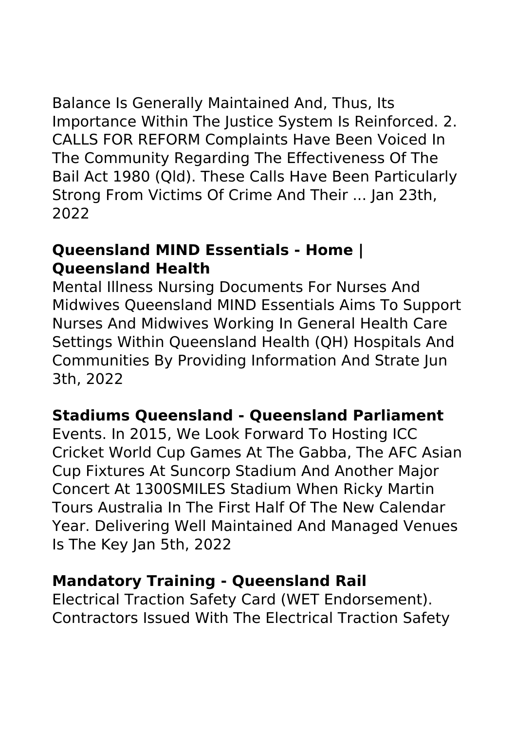Balance Is Generally Maintained And, Thus, Its Importance Within The Justice System Is Reinforced. 2. CALLS FOR REFORM Complaints Have Been Voiced In The Community Regarding The Effectiveness Of The Bail Act 1980 (Qld). These Calls Have Been Particularly Strong From Victims Of Crime And Their ... Jan 23th, 2022

### Queensland MIND Essentials - Home | Queensland Health

Mental Illness Nursing Documents For Nurses And Midwives Queensland MIND Essentials Aims To Support Nurses And Midwives Working In General Health Care Settings Within Queensland Health (QH) Hospitals And Communities By Providing Information And Strate Jun 3th, 2022

### Stadiums Queensland - Queensland Parliament

Events. In 2015, We Look Forward To Hosting ICC Cricket World Cup Games At The Gabba, The AFC Asian Cup Fixtures At Suncorp Stadium And Another Major Concert At 1300SMILES Stadium When Ricky Martin Tours Australia In The First Half Of The New Calendar Year. Delivering Well Maintained And Managed Venues Is The Key Jan 5th, 2022

### Mandatory Training - Queensland Rail

Electrical Traction Safety Card (WET Endorsement). Contractors Issued With The Electrical Traction Safety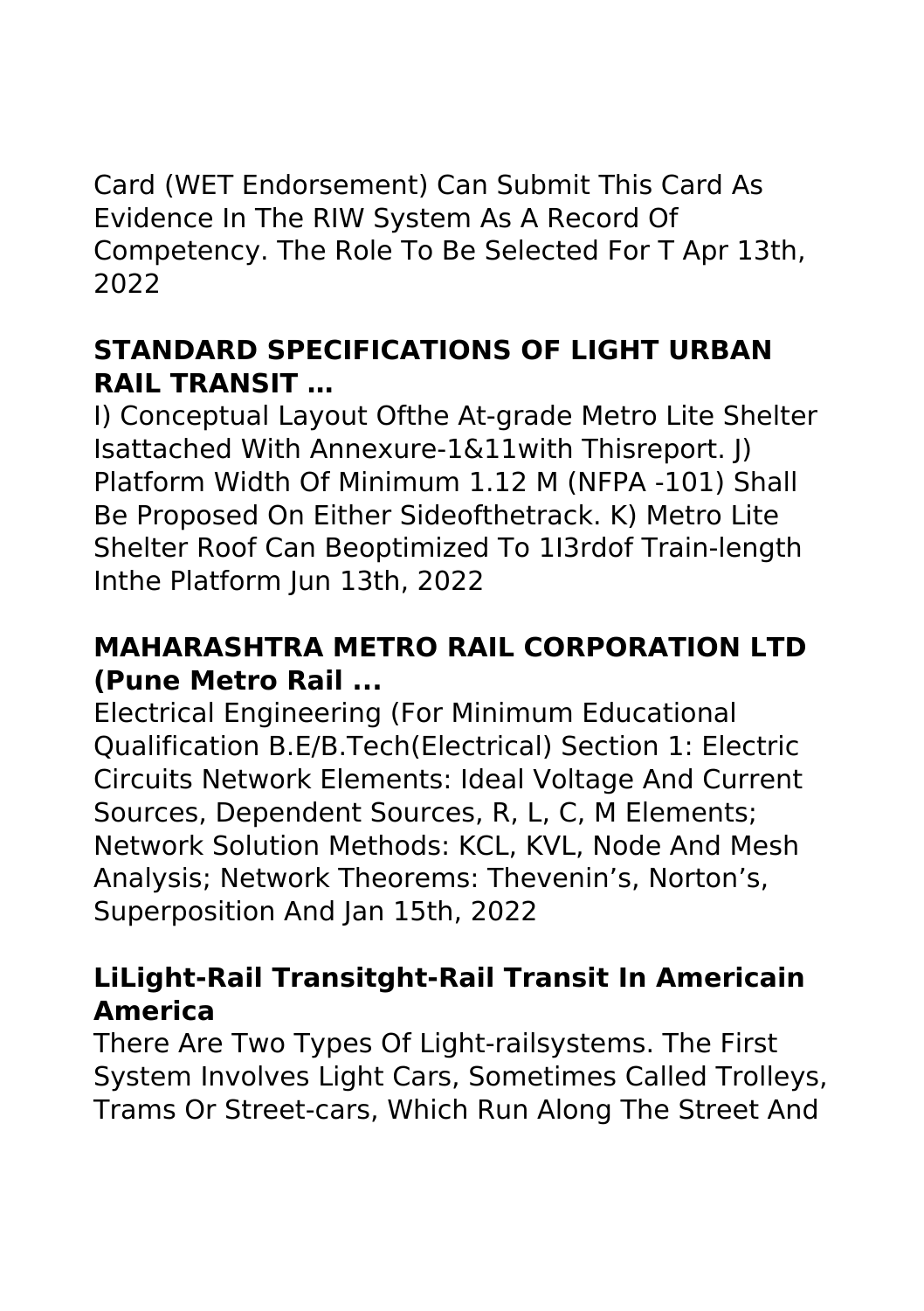Card (WET Endorsement) Can Submit This Card As Evidence In The RIW System As A Record Of Competency. The Role To Be Selected For T Apr 13th, 2022

### STANDARD SPECIFICATIONS OF LIGHT URBAN RAIL TRANSIT …

I) Conceptual Layout Ofthe At-grade Metro Lite Shelter Isattached With Annexure-1&11with Thisreport. J) Platform Width Of Minimum 1.12 M (NFPA -101) Shall Be Proposed On Either Sideofthetrack. K) Metro Lite Shelter Roof Can Beoptimized To 1I3rdof Train-length Inthe Platform Jun 13th, 2022

### MAHARASHTRA METRO RAIL CORPORATION LTD (Pune Metro Rail ...

Electrical Engineering (For Minimum Educational Qualification B.E/B.Tech(Electrical) Section 1: Electric Circuits Network Elements: Ideal Voltage And Current Sources, Dependent Sources, R, L, C, M Elements; Network Solution Methods: KCL, KVL, Node And Mesh Analysis; Network Theorems: Thevenin's, Norton's, Superposition And Jan 15th, 2022

### LiLight-Rail Transitght-Rail Transit In Americain America

There Are Two Types Of Light-railsystems. The First System Involves Light Cars, Sometimes Called Trolleys, Trams Or Street-cars, Which Run Along The Street And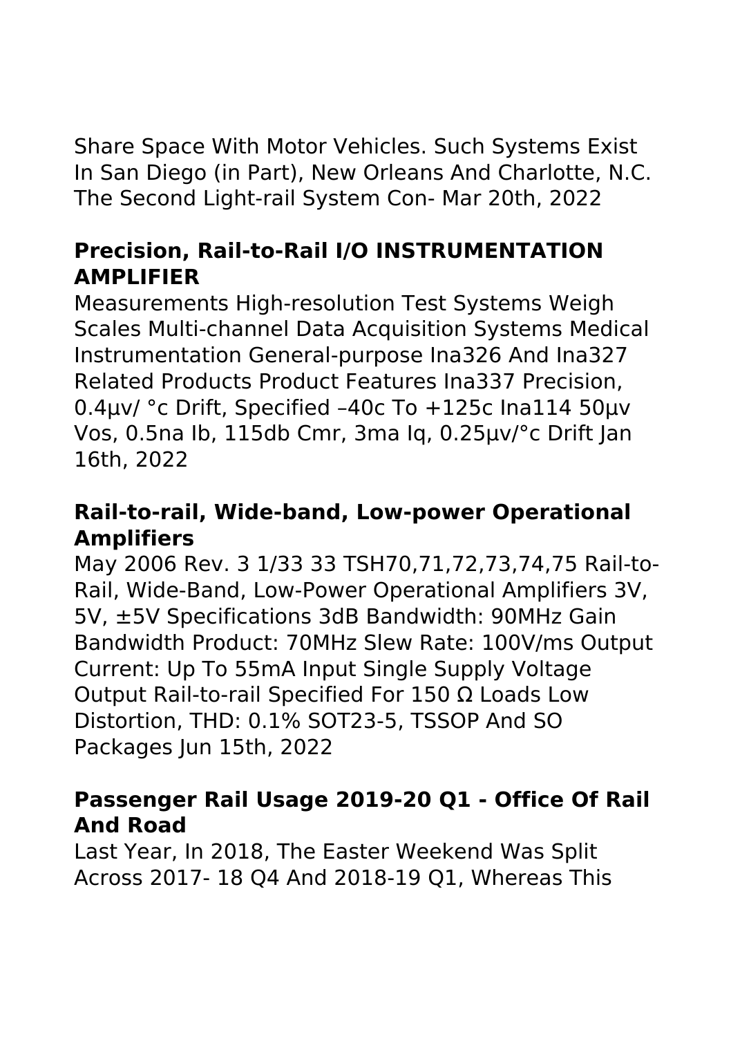Share Space With Motor Vehicles. Such Systems Exist In San Diego (in Part), New Orleans And Charlotte, N.C. The Second Light-rail System Con- Mar 20th, 2022

## Precision, Rail-to-Rail I/O INSTRUMENTATION AMPLIFIER

Measurements High-resolution Test Systems Weigh Scales Multi-channel Data Acquisition Systems Medical Instrumentation General-purpose Ina326 And Ina327 Related Products Product Features Ina337 Precision, 0.4µv/ °c Drift, Specified –40c To +125c Ina114 50µv Vos, 0.5na Ib, 115db Cmr, 3ma Iq, 0.25µv/°c Drift Jan 16th, 2022

## Rail-to-rail, Wide-band, Low-power Operational Amplifiers

May 2006 Rev. 3 1/33 33 TSH70,71,72,73,74,75 Rail-to-Rail, Wide-Band, Low-Power Operational Amplifiers 3V, 5V, ±5V Specifications 3dB Bandwidth: 90MHz Gain Bandwidth Product: 70MHz Slew Rate: 100V/ms Output Current: Up To 55mA Input Single Supply Voltage Output Rail-to-rail Specified For 150 Ω Loads Low Distortion, THD: 0.1% SOT23-5, TSSOP And SO Packages Jun 15th, 2022

## Passenger Rail Usage 2019-20 Q1 - Office Of Rail And Road

Last Year, In 2018, The Easter Weekend Was Split Across 2017- 18 Q4 And 2018-19 Q1, Whereas This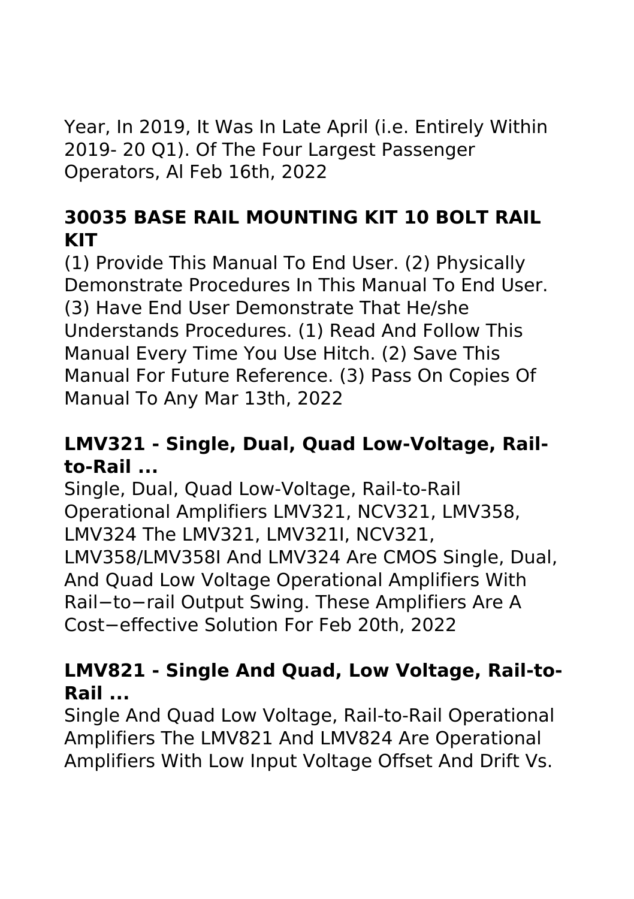Year, In 2019, It Was In Late April (i.e. Entirely Within 2019- 20 Q1). Of The Four Largest Passenger Operators, Al Feb 16th, 2022

## 30035 BASE RAIL MOUNTING KIT 10 BOLT RAIL KIT

(1) Provide This Manual To End User. (2) Physically Demonstrate Procedures In This Manual To End User. (3) Have End User Demonstrate That He/she Understands Procedures. (1) Read And Follow This Manual Every Time You Use Hitch. (2) Save This Manual For Future Reference. (3) Pass On Copies Of Manual To Any Mar 13th, 2022

## LMV321 - Single, Dual, Quad Low-Voltage, Rail-to-Rail ...

Single, Dual, Quad Low-Voltage, Rail-to-Rail Operational Amplifiers LMV321, NCV321, LMV358, LMV324 The LMV321, LMV321I, NCV321, LMV358/LMV358I And LMV324 Are CMOS Single, Dual, And Quad Low Voltage Operational Amplifiers With Rail−to−rail Output Swing. These Amplifiers Are A Cost−effective Solution For Feb 20th, 2022

## LMV821 - Single And Quad, Low Voltage, Rail-to-Rail ...

Single And Quad Low Voltage, Rail-to-Rail Operational Amplifiers The LMV821 And LMV824 Are Operational Amplifiers With Low Input Voltage Offset And Drift Vs.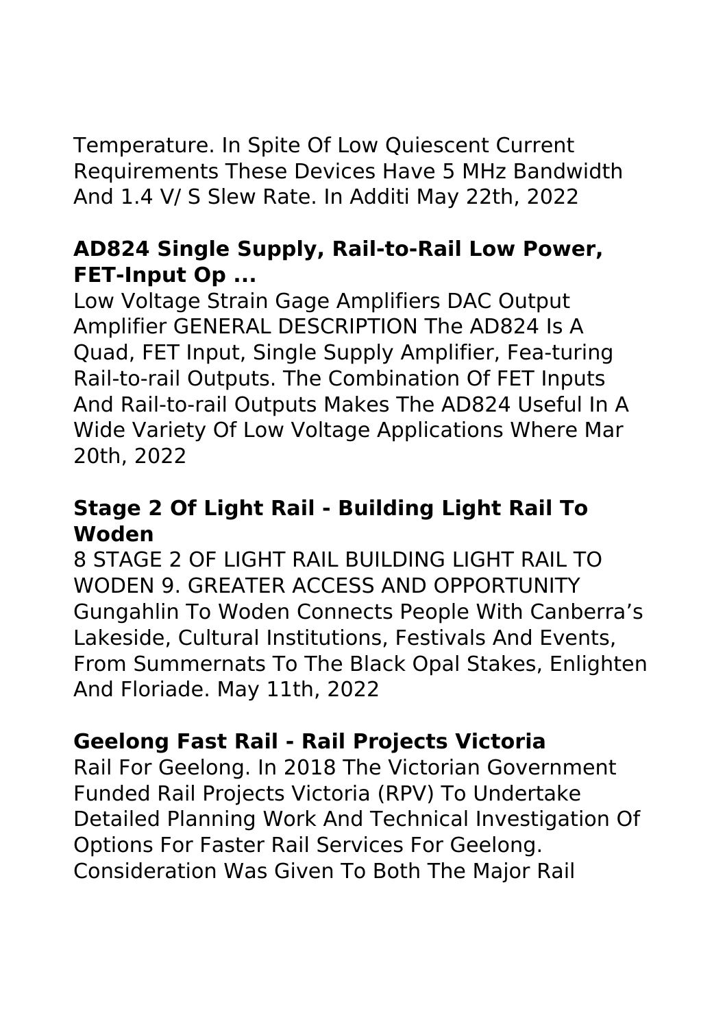Temperature. In Spite Of Low Quiescent Current Requirements These Devices Have 5 MHz Bandwidth And 1.4 V/ S Slew Rate. In Additi May 22th, 2022

### AD824 Single Supply, Rail-to-Rail Low Power, FET-Input Op ...

Low Voltage Strain Gage Amplifiers DAC Output Amplifier GENERAL DESCRIPTION The AD824 Is A Quad, FET Input, Single Supply Amplifier, Fea-turing Rail-to-rail Outputs. The Combination Of FET Inputs And Rail-to-rail Outputs Makes The AD824 Useful In A Wide Variety Of Low Voltage Applications Where Mar 20th, 2022

### Stage 2 Of Light Rail - Building Light Rail To Woden

8 STAGE 2 OF LIGHT RAIL BUILDING LIGHT RAIL TO WODEN 9. GREATER ACCESS AND OPPORTUNITY Gungahlin To Woden Connects People With Canberra's Lakeside, Cultural Institutions, Festivals And Events, From Summernats To The Black Opal Stakes, Enlighten And Floriade. May 11th, 2022

### Geelong Fast Rail - Rail Projects Victoria

Rail For Geelong. In 2018 The Victorian Government Funded Rail Projects Victoria (RPV) To Undertake Detailed Planning Work And Technical Investigation Of Options For Faster Rail Services For Geelong. Consideration Was Given To Both The Major Rail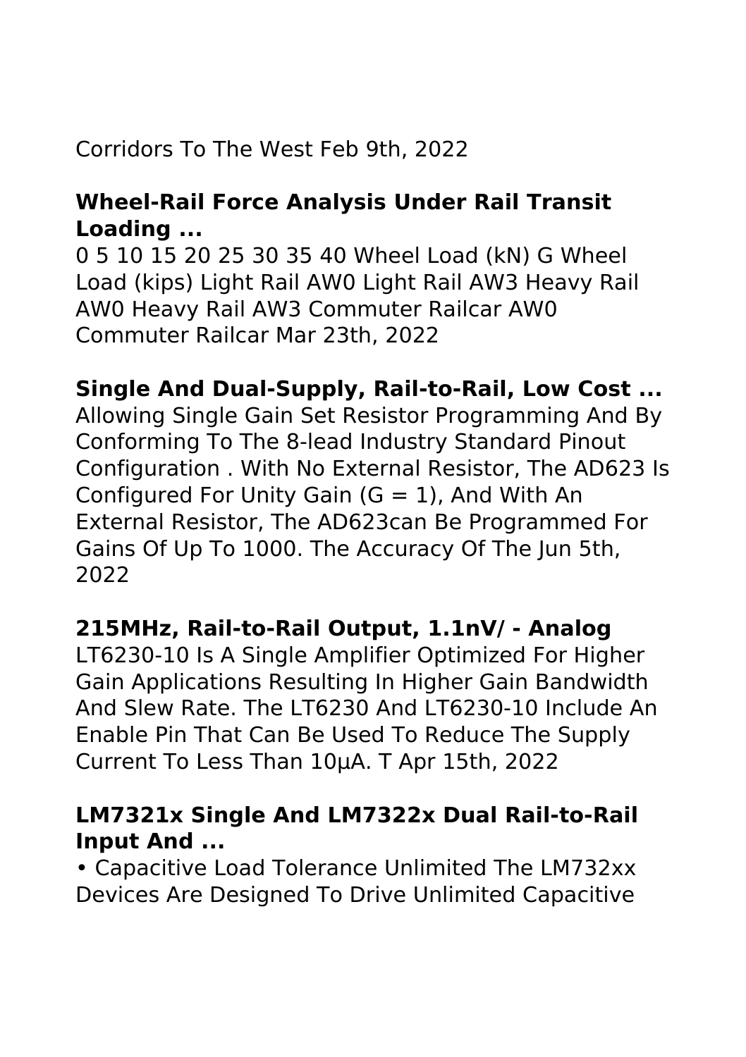Corridors To The West Feb 9th, 2022

**Wheel-Rail Force Analysis Under Rail Transit Loading ...**

0 5 10 15 20 25 30 35 40 Wheel Load (kN) G Wheel Load (kips) Light Rail AW0 Light Rail AW3 Heavy Rail AW0 Heavy Rail AW3 Commuter Railcar AW0 Commuter Railcar Mar 23th, 2022

**Single And Dual-Supply, Rail-to-Rail, Low Cost ...**

Allowing Single Gain Set Resistor Programming And By Conforming To The 8-lead Industry Standard Pinout Configuration . With No External Resistor, The AD623 Is Configured For Unity Gain (G = 1), And With An External Resistor, The AD623can Be Programmed For Gains Of Up To 1000. The Accuracy Of The Jun 5th, 2022

**215MHz, Rail-to-Rail Output, 1.1nV/ - Analog**

LT6230-10 Is A Single Amplifier Optimized For Higher Gain Applications Resulting In Higher Gain Bandwidth And Slew Rate. The LT6230 And LT6230-10 Include An Enable Pin That Can Be Used To Reduce The Supply Current To Less Than 10µA. T Apr 15th, 2022

**LM7321x Single And LM7322x Dual Rail-to-Rail Input And ...**

• Capacitive Load Tolerance Unlimited The LM732xx Devices Are Designed To Drive Unlimited Capacitive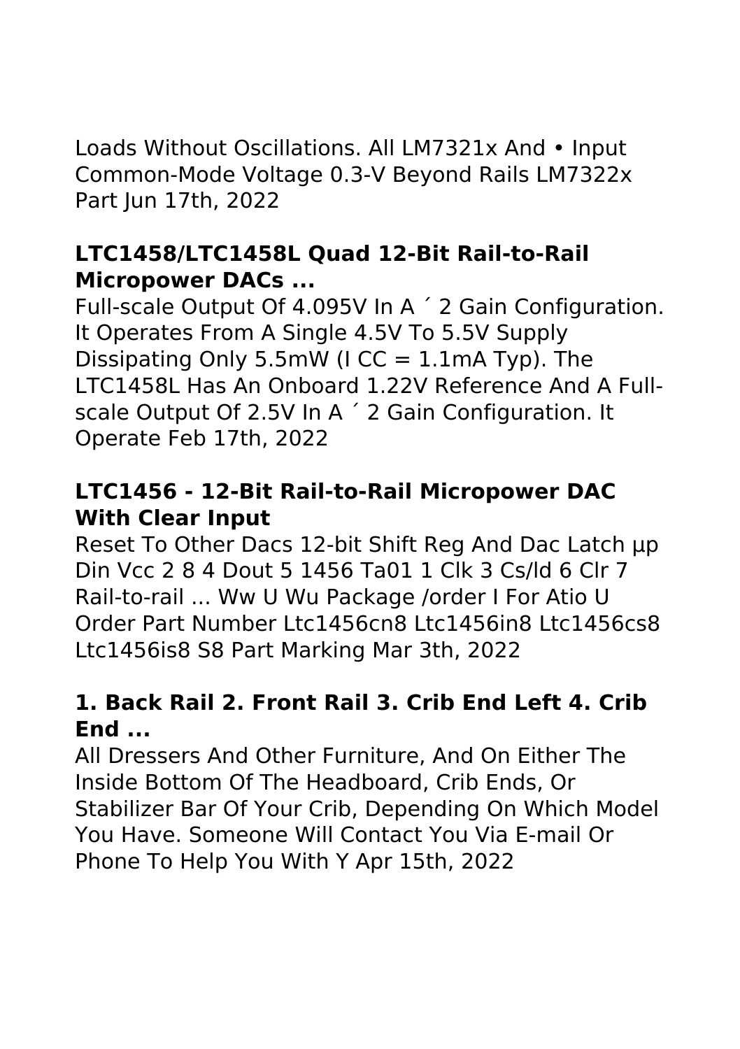Loads Without Oscillations. All LM7321x And • Input Common-Mode Voltage 0.3-V Beyond Rails LM7322x Part Jun 17th, 2022

### LTC1458/LTC1458L Quad 12-Bit Rail-to-Rail Micropower DACs ...

Full-scale Output Of 4.095V In A ´ 2 Gain Configuration. It Operates From A Single 4.5V To 5.5V Supply Dissipating Only 5.5mW (I CC = 1.1mA Typ). The LTC1458L Has An Onboard 1.22V Reference And A Full-scale Output Of 2.5V In A ´ 2 Gain Configuration. It Operate Feb 17th, 2022

### LTC1456 - 12-Bit Rail-to-Rail Micropower DAC With Clear Input

Reset To Other Dacs 12-bit Shift Reg And Dac Latch µp Din Vcc 2 8 4 Dout 5 1456 Ta01 1 Clk 3 Cs/ld 6 Clr 7 Rail-to-rail ... Ww U Wu Package /order I For Atio U Order Part Number Ltc1456cn8 Ltc1456in8 Ltc1456cs8 Ltc1456is8 S8 Part Marking Mar 3th, 2022

### 1. Back Rail 2. Front Rail 3. Crib End Left 4. Crib End ...

All Dressers And Other Furniture, And On Either The Inside Bottom Of The Headboard, Crib Ends, Or Stabilizer Bar Of Your Crib, Depending On Which Model You Have. Someone Will Contact You Via E-mail Or Phone To Help You With Y Apr 15th, 2022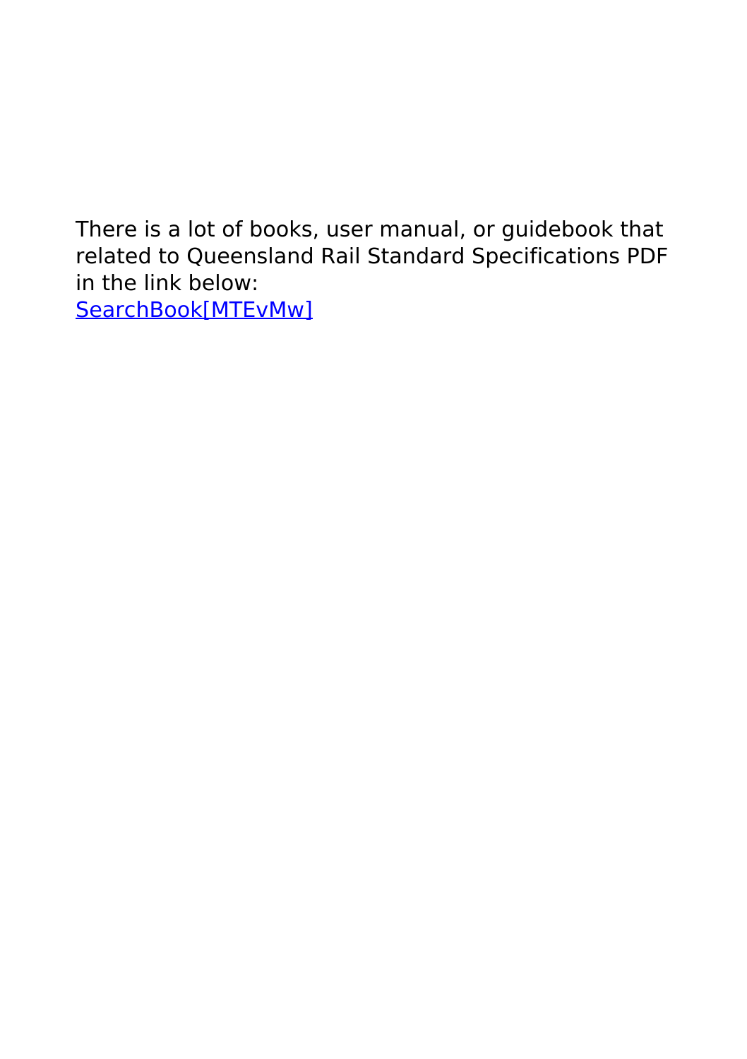There is a lot of books, user manual, or guidebook that related to Queensland Rail Standard Specifications PDF in the link below:
SearchBook[MTEvMw]